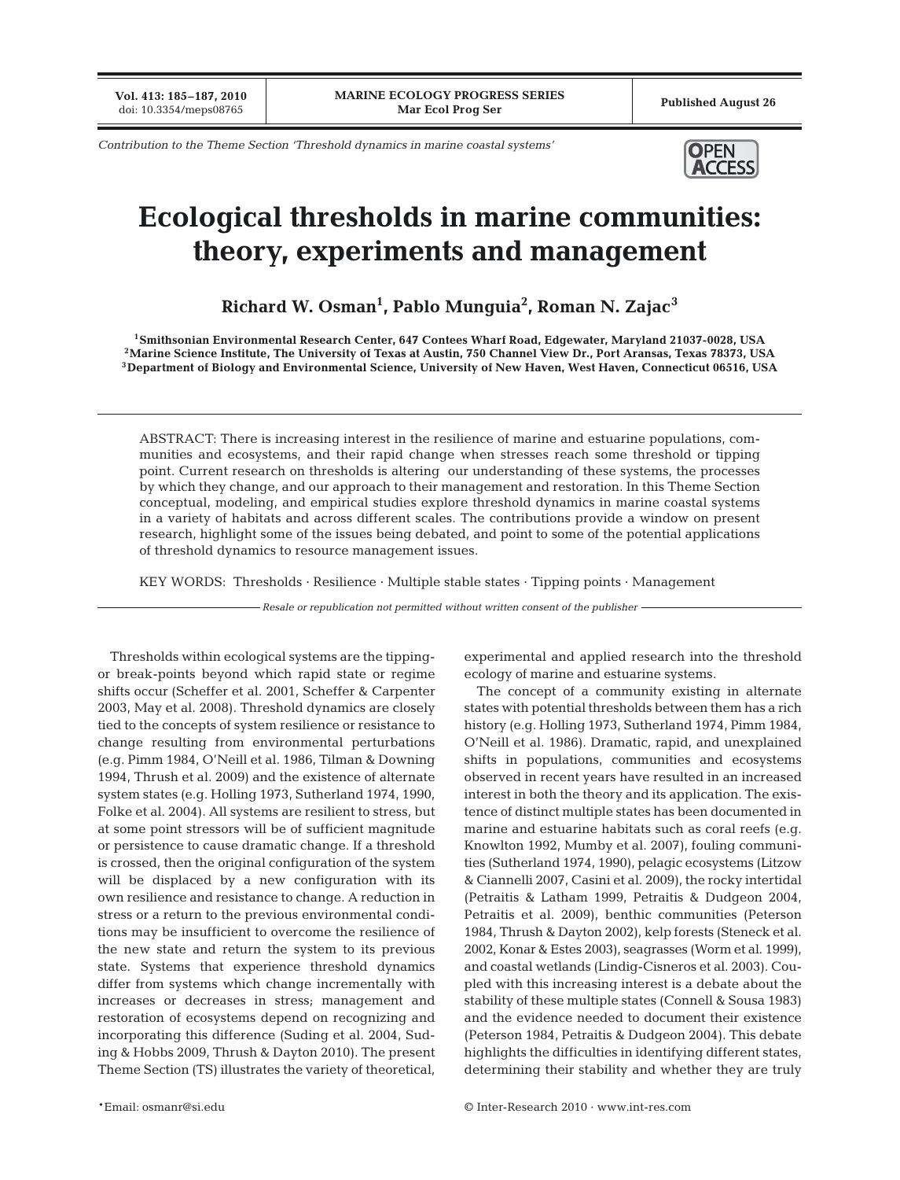*Contribution to the Theme Section 'Threshold dynamics in marine coastal systems'*

# Ecological thresholds in marine communities: theory, experiments and management

**Richard W. Osman[1], Pablo Munguia[2], Roman N. Zajac[3]**

[1]Smithsonian Environmental Research Center, 647 Contees Wharf Road, Edgewater, Maryland 21037-0028, USA
[2]Marine Science Institute, The University of Texas at Austin, 750 Channel View Dr., Port Aransas, Texas 78373, USA
[3]Department of Biology and Environmental Science, University of New Haven, West Haven, Connecticut 06516, USA

ABSTRACT: There is increasing interest in the resilience of marine and estuarine populations, communities and ecosystems, and their rapid change when stresses reach some threshold or tipping point. Current research on thresholds is altering our understanding of these systems, the processes by which they change, and our approach to their management and restoration. In this Theme Section conceptual, modeling, and empirical studies explore threshold dynamics in marine coastal systems in a variety of habitats and across different scales. The contributions provide a window on present research, highlight some of the issues being debated, and point to some of the potential applications of threshold dynamics to resource management issues.

KEY WORDS: Thresholds · Resilience · Multiple stable states · Tipping points · Management

*Resale or republication not permitted without written consent of the publisher*

Thresholds within ecological systems are the tipping- or break-points beyond which rapid state or regime shifts occur (Scheffer et al. 2001, Scheffer & Carpenter 2003, May et al. 2008). Threshold dynamics are closely tied to the concepts of system resilience or resistance to change resulting from environmental perturbations (e.g. Pimm 1984, O'Neill et al. 1986, Tilman & Downing 1994, Thrush et al. 2009) and the existence of alternate system states (e.g. Holling 1973, Sutherland 1974, 1990, Folke et al. 2004). All systems are resilient to stress, but at some point stressors will be of sufficient magnitude or persistence to cause dramatic change. If a threshold is crossed, then the original configuration of the system will be displaced by a new configuration with its own resilience and resistance to change. A reduction in stress or a return to the previous environmental conditions may be insufficient to overcome the resilience of the new state and return the system to its previous state. Systems that experience threshold dynamics differ from systems which change incrementally with increases or decreases in stress; management and restoration of ecosystems depend on recognizing and incorporating this difference (Suding et al. 2004, Suding & Hobbs 2009, Thrush & Dayton 2010). The present Theme Section (TS) illustrates the variety of theoretical, experimental and applied research into the threshold ecology of marine and estuarine systems.

The concept of a community existing in alternate states with potential thresholds between them has a rich history (e.g. Holling 1973, Sutherland 1974, Pimm 1984, O'Neill et al. 1986). Dramatic, rapid, and unexplained shifts in populations, communities and ecosystems observed in recent years have resulted in an increased interest in both the theory and its application. The existence of distinct multiple states has been documented in marine and estuarine habitats such as coral reefs (e.g. Knowlton 1992, Mumby et al. 2007), fouling communities (Sutherland 1974, 1990), pelagic ecosystems (Litzow & Ciannelli 2007, Casini et al. 2009), the rocky intertidal (Petraitis & Latham 1999, Petraitis & Dudgeon 2004, Petraitis et al. 2009), benthic communities (Peterson 1984, Thrush & Dayton 2002), kelp forests (Steneck et al. 2002, Konar & Estes 2003), seagrasses (Worm et al. 1999), and coastal wetlands (Lindig-Cisneros et al. 2003). Coupled with this increasing interest is a debate about the stability of these multiple states (Connell & Sousa 1983) and the evidence needed to document their existence (Peterson 1984, Petraitis & Dudgeon 2004). This debate highlights the difficulties in identifying different states, determining their stability and whether they are truly

*Email: osmanr@si.edu

© Inter-Research 2010 · www.int-res.com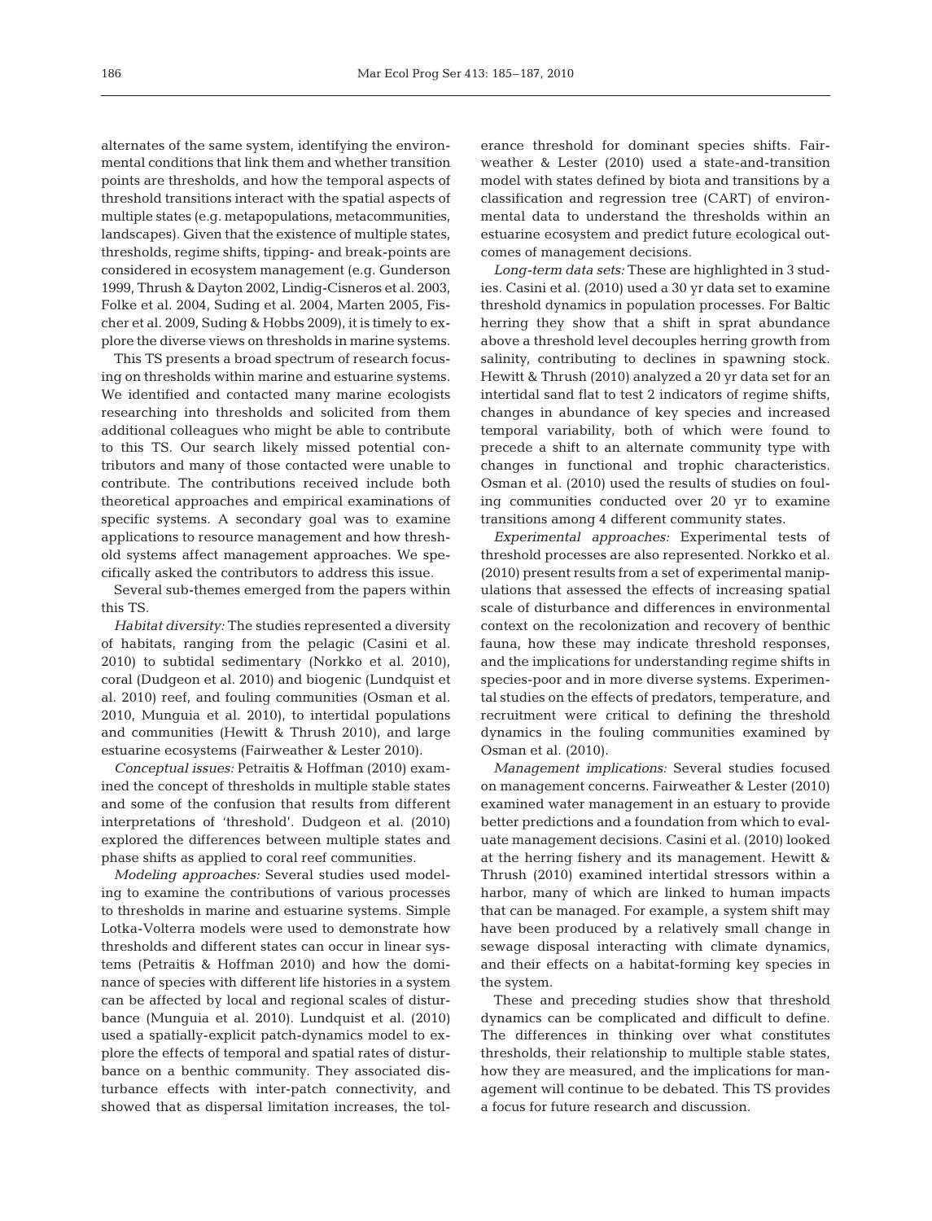alternates of the same system, identifying the environmental conditions that link them and whether transition points are thresholds, and how the temporal aspects of threshold transitions interact with the spatial aspects of multiple states (e.g. metapopulations, metacommunities, landscapes). Given that the existence of multiple states, thresholds, regime shifts, tipping- and break-points are considered in ecosystem management (e.g. Gunderson 1999, Thrush & Dayton 2002, Lindig-Cisneros et al. 2003, Folke et al. 2004, Suding et al. 2004, Marten 2005, Fischer et al. 2009, Suding & Hobbs 2009), it is timely to explore the diverse views on thresholds in marine systems.

This TS presents a broad spectrum of research focusing on thresholds within marine and estuarine systems. We identified and contacted many marine ecologists researching into thresholds and solicited from them additional colleagues who might be able to contribute to this TS. Our search likely missed potential contributors and many of those contacted were unable to contribute. The contributions received include both theoretical approaches and empirical examinations of specific systems. A secondary goal was to examine applications to resource management and how threshold systems affect management approaches. We specifically asked the contributors to address this issue.

Several sub-themes emerged from the papers within this TS.

*Habitat diversity:* The studies represented a diversity of habitats, ranging from the pelagic (Casini et al. 2010) to subtidal sedimentary (Norkko et al. 2010), coral (Dudgeon et al. 2010) and biogenic (Lundquist et al. 2010) reef, and fouling communities (Osman et al. 2010, Munguia et al. 2010), to intertidal populations and communities (Hewitt & Thrush 2010), and large estuarine ecosystems (Fairweather & Lester 2010).

*Conceptual issues:* Petraitis & Hoffman (2010) examined the concept of thresholds in multiple stable states and some of the confusion that results from different interpretations of 'threshold'. Dudgeon et al. (2010) explored the differences between multiple states and phase shifts as applied to coral reef communities.

*Modeling approaches:* Several studies used modeling to examine the contributions of various processes to thresholds in marine and estuarine systems. Simple Lotka-Volterra models were used to demonstrate how thresholds and different states can occur in linear systems (Petraitis & Hoffman 2010) and how the dominance of species with different life histories in a system can be affected by local and regional scales of disturbance (Munguia et al. 2010). Lundquist et al. (2010) used a spatially-explicit patch-dynamics model to explore the effects of temporal and spatial rates of disturbance on a benthic community. They associated disturbance effects with inter-patch connectivity, and showed that as dispersal limitation increases, the tolerance threshold for dominant species shifts. Fairweather & Lester (2010) used a state-and-transition model with states defined by biota and transitions by a classification and regression tree (CART) of environmental data to understand the thresholds within an estuarine ecosystem and predict future ecological outcomes of management decisions.

*Long-term data sets:* These are highlighted in 3 studies. Casini et al. (2010) used a 30 yr data set to examine threshold dynamics in population processes. For Baltic herring they show that a shift in sprat abundance above a threshold level decouples herring growth from salinity, contributing to declines in spawning stock. Hewitt & Thrush (2010) analyzed a 20 yr data set for an intertidal sand flat to test 2 indicators of regime shifts, changes in abundance of key species and increased temporal variability, both of which were found to precede a shift to an alternate community type with changes in functional and trophic characteristics. Osman et al. (2010) used the results of studies on fouling communities conducted over 20 yr to examine transitions among 4 different community states.

*Experimental approaches:* Experimental tests of threshold processes are also represented. Norkko et al. (2010) present results from a set of experimental manipulations that assessed the effects of increasing spatial scale of disturbance and differences in environmental context on the recolonization and recovery of benthic fauna, how these may indicate threshold responses, and the implications for understanding regime shifts in species-poor and in more diverse systems. Experimental studies on the effects of predators, temperature, and recruitment were critical to defining the threshold dynamics in the fouling communities examined by Osman et al. (2010).

*Management implications:* Several studies focused on management concerns. Fairweather & Lester (2010) examined water management in an estuary to provide better predictions and a foundation from which to evaluate management decisions. Casini et al. (2010) looked at the herring fishery and its management. Hewitt & Thrush (2010) examined intertidal stressors within a harbor, many of which are linked to human impacts that can be managed. For example, a system shift may have been produced by a relatively small change in sewage disposal interacting with climate dynamics, and their effects on a habitat-forming key species in the system.

These and preceding studies show that threshold dynamics can be complicated and difficult to define. The differences in thinking over what constitutes thresholds, their relationship to multiple stable states, how they are measured, and the implications for management will continue to be debated. This TS provides a focus for future research and discussion.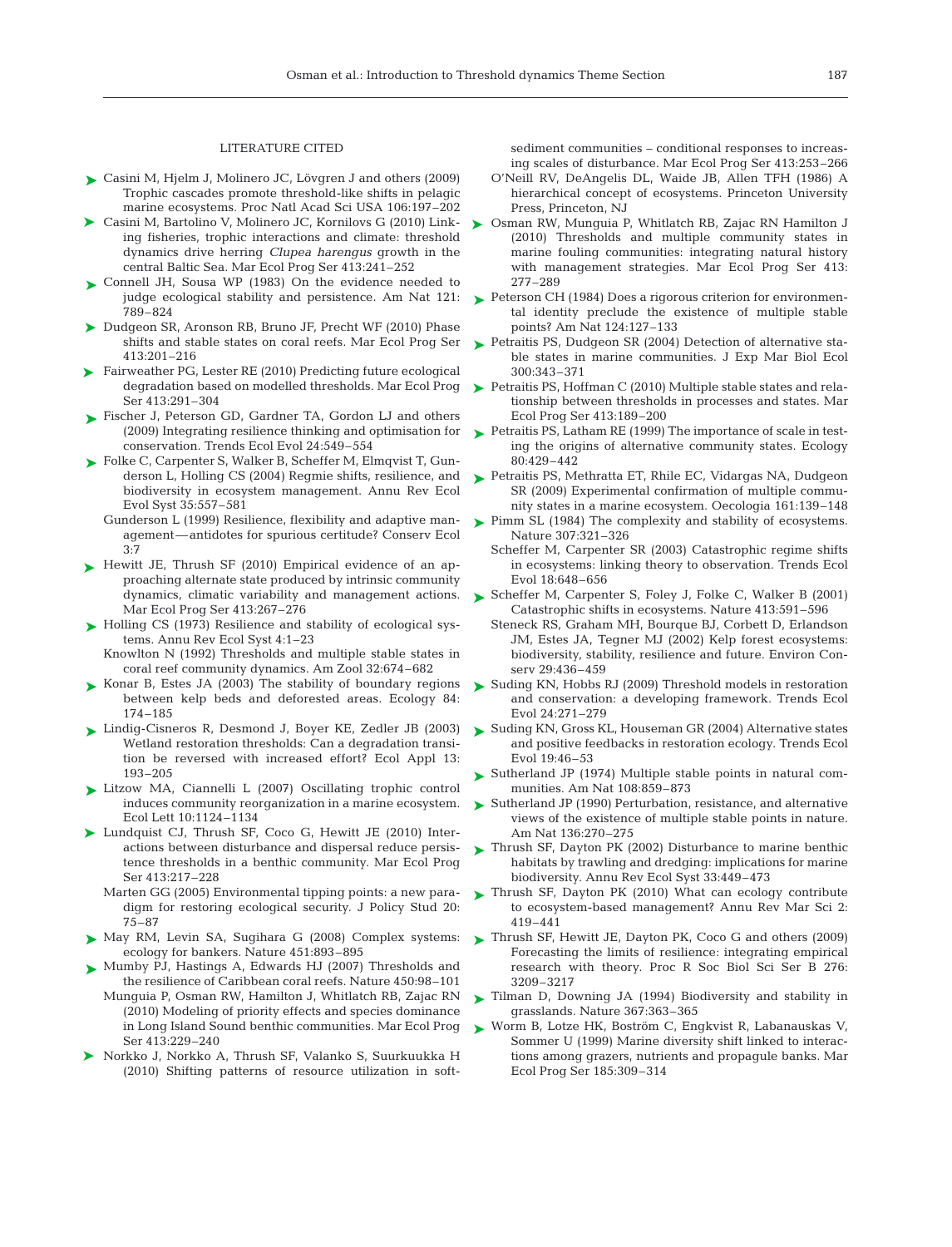## LITERATURE CITED

- Casini M, Hjelm J, Molinero JC, Lövgren J and others (2009) Trophic cascades promote threshold-like shifts in pelagic marine ecosystems. Proc Natl Acad Sci USA 106:197–202
- Casini M, Bartolino V, Molinero JC, Kornilovs G (2010) Linking fisheries, trophic interactions and climate: threshold dynamics drive herring *Clupea harengus* growth in the central Baltic Sea. Mar Ecol Prog Ser 413:241–252
- Connell JH, Sousa WP (1983) On the evidence needed to judge ecological stability and persistence. Am Nat 121: 789–824
- Dudgeon SR, Aronson RB, Bruno JF, Precht WF (2010) Phase shifts and stable states on coral reefs. Mar Ecol Prog Ser 413:201–216
- Fairweather PG, Lester RE (2010) Predicting future ecological degradation based on modelled thresholds. Mar Ecol Prog Ser 413:291–304
- Fischer J, Peterson GD, Gardner TA, Gordon LJ and others (2009) Integrating resilience thinking and optimisation for conservation. Trends Ecol Evol 24:549–554
- Folke C, Carpenter S, Walker B, Scheffer M, Elmqvist T, Gunderson L, Holling CS (2004) Regmie shifts, resilience, and biodiversity in ecosystem management. Annu Rev Ecol Evol Syst 35:557–581
- Gunderson L (1999) Resilience, flexibility and adaptive management — antidotes for spurious certitude? Conserv Ecol 3:7
- Hewitt JE, Thrush SF (2010) Empirical evidence of an approaching alternate state produced by intrinsic community dynamics, climatic variability and management actions. Mar Ecol Prog Ser 413:267–276
- Holling CS (1973) Resilience and stability of ecological systems. Annu Rev Ecol Syst 4:1–23
- Knowlton N (1992) Thresholds and multiple stable states in coral reef community dynamics. Am Zool 32:674–682
- Konar B, Estes JA (2003) The stability of boundary regions between kelp beds and deforested areas. Ecology 84: 174–185
- Lindig-Cisneros R, Desmond J, Boyer KE, Zedler JB (2003) Wetland restoration thresholds: Can a degradation transition be reversed with increased effort? Ecol Appl 13: 193–205
- Litzow MA, Ciannelli L (2007) Oscillating trophic control induces community reorganization in a marine ecosystem. Ecol Lett 10:1124–1134
- Lundquist CJ, Thrush SF, Coco G, Hewitt JE (2010) Interactions between disturbance and dispersal reduce persistence thresholds in a benthic community. Mar Ecol Prog Ser 413:217–228
- Marten GG (2005) Environmental tipping points: a new paradigm for restoring ecological security. J Policy Stud 20: 75–87
- May RM, Levin SA, Sugihara G (2008) Complex systems: ecology for bankers. Nature 451:893–895
- Mumby PJ, Hastings A, Edwards HJ (2007) Thresholds and the resilience of Caribbean coral reefs. Nature 450:98–101
- Munguia P, Osman RW, Hamilton J, Whitlatch RB, Zajac RN (2010) Modeling of priority effects and species dominance in Long Island Sound benthic communities. Mar Ecol Prog Ser 413:229–240
- Norkko J, Norkko A, Thrush SF, Valanko S, Suurkuukka H (2010) Shifting patterns of resource utilization in soft-sediment communities – conditional responses to increasing scales of disturbance. Mar Ecol Prog Ser 413:253–266
- O'Neill RV, DeAngelis DL, Waide JB, Allen TFH (1986) A hierarchical concept of ecosystems. Princeton University Press, Princeton, NJ
- Osman RW, Munguia P, Whitlatch RB, Zajac RN Hamilton J (2010) Thresholds and multiple community states in marine fouling communities: integrating natural history with management strategies. Mar Ecol Prog Ser 413: 277–289
- Peterson CH (1984) Does a rigorous criterion for environmental identity preclude the existence of multiple stable points? Am Nat 124:127–133
- Petraitis PS, Dudgeon SR (2004) Detection of alternative stable states in marine communities. J Exp Mar Biol Ecol 300:343–371
- Petraitis PS, Hoffman C (2010) Multiple stable states and relationship between thresholds in processes and states. Mar Ecol Prog Ser 413:189–200
- Petraitis PS, Latham RE (1999) The importance of scale in testing the origins of alternative community states. Ecology 80:429–442
- Petraitis PS, Methratta ET, Rhile EC, Vidargas NA, Dudgeon SR (2009) Experimental confirmation of multiple community states in a marine ecosystem. Oecologia 161:139–148
- Pimm SL (1984) The complexity and stability of ecosystems. Nature 307:321–326
- Scheffer M, Carpenter SR (2003) Catastrophic regime shifts in ecosystems: linking theory to observation. Trends Ecol Evol 18:648–656
- Scheffer M, Carpenter S, Foley J, Folke C, Walker B (2001) Catastrophic shifts in ecosystems. Nature 413:591–596
- Steneck RS, Graham MH, Bourque BJ, Corbett D, Erlandson JM, Estes JA, Tegner MJ (2002) Kelp forest ecosystems: biodiversity, stability, resilience and future. Environ Conserv 29:436–459
- Suding KN, Hobbs RJ (2009) Threshold models in restoration and conservation: a developing framework. Trends Ecol Evol 24:271–279
- Suding KN, Gross KL, Houseman GR (2004) Alternative states and positive feedbacks in restoration ecology. Trends Ecol Evol 19:46–53
- Sutherland JP (1974) Multiple stable points in natural communities. Am Nat 108:859–873
- Sutherland JP (1990) Perturbation, resistance, and alternative views of the existence of multiple stable points in nature. Am Nat 136:270–275
- Thrush SF, Dayton PK (2002) Disturbance to marine benthic habitats by trawling and dredging: implications for marine biodiversity. Annu Rev Ecol Syst 33:449–473
- Thrush SF, Dayton PK (2010) What can ecology contribute to ecosystem-based management? Annu Rev Mar Sci 2: 419–441
- Thrush SF, Hewitt JE, Dayton PK, Coco G and others (2009) Forecasting the limits of resilience: integrating empirical research with theory. Proc R Soc Biol Sci Ser B 276: 3209–3217
- Tilman D, Downing JA (1994) Biodiversity and stability in grasslands. Nature 367:363–365
- Worm B, Lotze HK, Boström C, Engkvist R, Labanauskas V, Sommer U (1999) Marine diversity shift linked to interactions among grazers, nutrients and propagule banks. Mar Ecol Prog Ser 185:309–314